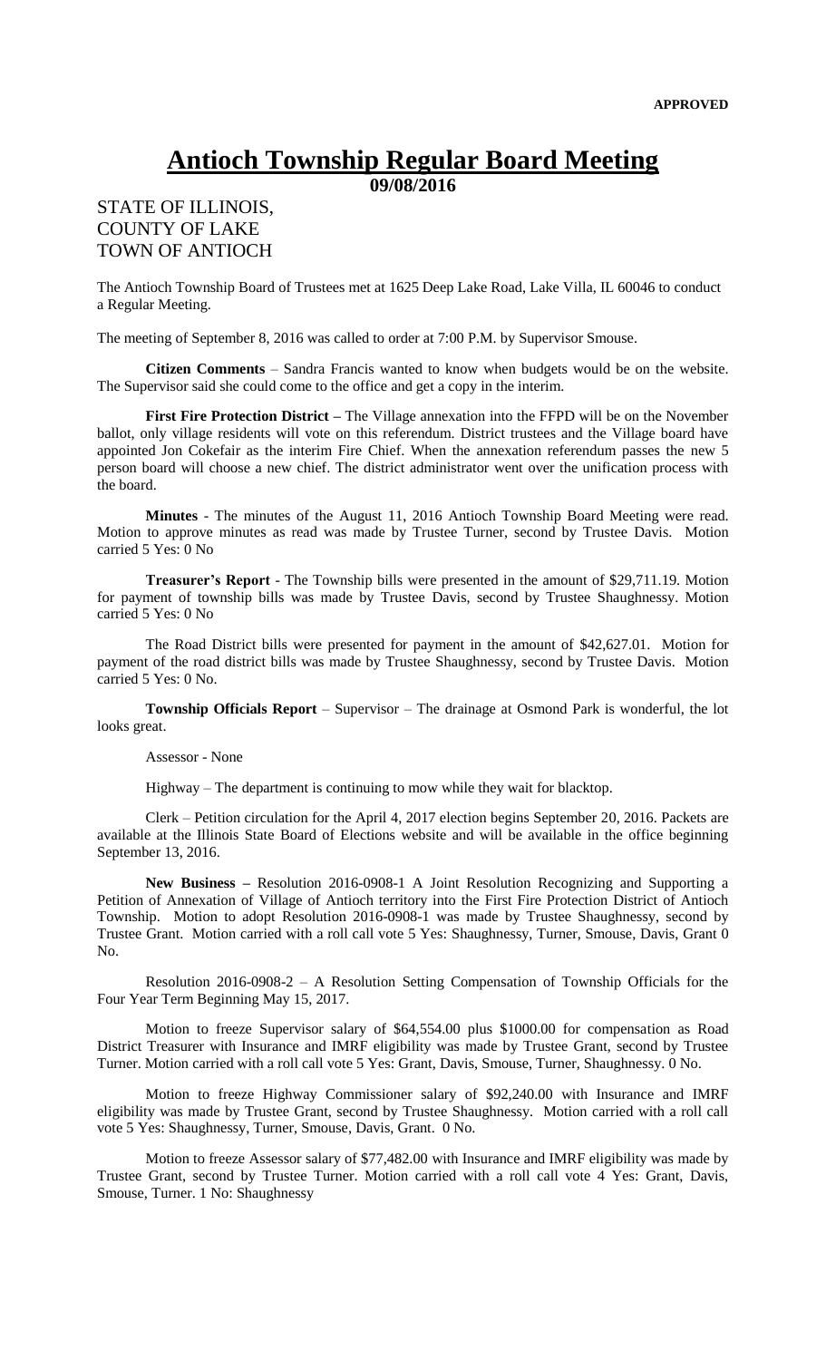**APPROVED**

# Antioch Township Regular Board Meeting

**09/08/2016**

STATE OF ILLINOIS,
COUNTY OF LAKE
TOWN OF ANTIOCH

The Antioch Township Board of Trustees met at 1625 Deep Lake Road, Lake Villa, IL 60046 to conduct a Regular Meeting.

The meeting of September 8, 2016 was called to order at 7:00 P.M. by Supervisor Smouse.

**Citizen Comments** – Sandra Francis wanted to know when budgets would be on the website. The Supervisor said she could come to the office and get a copy in the interim.

**First Fire Protection District –** The Village annexation into the FFPD will be on the November ballot, only village residents will vote on this referendum. District trustees and the Village board have appointed Jon Cokefair as the interim Fire Chief. When the annexation referendum passes the new 5 person board will choose a new chief. The district administrator went over the unification process with the board.

**Minutes** - The minutes of the August 11, 2016 Antioch Township Board Meeting were read. Motion to approve minutes as read was made by Trustee Turner, second by Trustee Davis. Motion carried 5 Yes: 0 No

**Treasurer's Report** - The Township bills were presented in the amount of $29,711.19. Motion for payment of township bills was made by Trustee Davis, second by Trustee Shaughnessy. Motion carried 5 Yes: 0 No

The Road District bills were presented for payment in the amount of $42,627.01. Motion for payment of the road district bills was made by Trustee Shaughnessy, second by Trustee Davis. Motion carried 5 Yes: 0 No.

**Township Officials Report** – Supervisor – The drainage at Osmond Park is wonderful, the lot looks great.

Assessor - None

Highway – The department is continuing to mow while they wait for blacktop.

Clerk – Petition circulation for the April 4, 2017 election begins September 20, 2016. Packets are available at the Illinois State Board of Elections website and will be available in the office beginning September 13, 2016.

**New Business –** Resolution 2016-0908-1 A Joint Resolution Recognizing and Supporting a Petition of Annexation of Village of Antioch territory into the First Fire Protection District of Antioch Township. Motion to adopt Resolution 2016-0908-1 was made by Trustee Shaughnessy, second by Trustee Grant. Motion carried with a roll call vote 5 Yes: Shaughnessy, Turner, Smouse, Davis, Grant 0 No.

Resolution 2016-0908-2 – A Resolution Setting Compensation of Township Officials for the Four Year Term Beginning May 15, 2017.

Motion to freeze Supervisor salary of $64,554.00 plus $1000.00 for compensation as Road District Treasurer with Insurance and IMRF eligibility was made by Trustee Grant, second by Trustee Turner. Motion carried with a roll call vote 5 Yes: Grant, Davis, Smouse, Turner, Shaughnessy. 0 No.

Motion to freeze Highway Commissioner salary of $92,240.00 with Insurance and IMRF eligibility was made by Trustee Grant, second by Trustee Shaughnessy. Motion carried with a roll call vote 5 Yes: Shaughnessy, Turner, Smouse, Davis, Grant. 0 No.

Motion to freeze Assessor salary of $77,482.00 with Insurance and IMRF eligibility was made by Trustee Grant, second by Trustee Turner. Motion carried with a roll call vote 4 Yes: Grant, Davis, Smouse, Turner. 1 No: Shaughnessy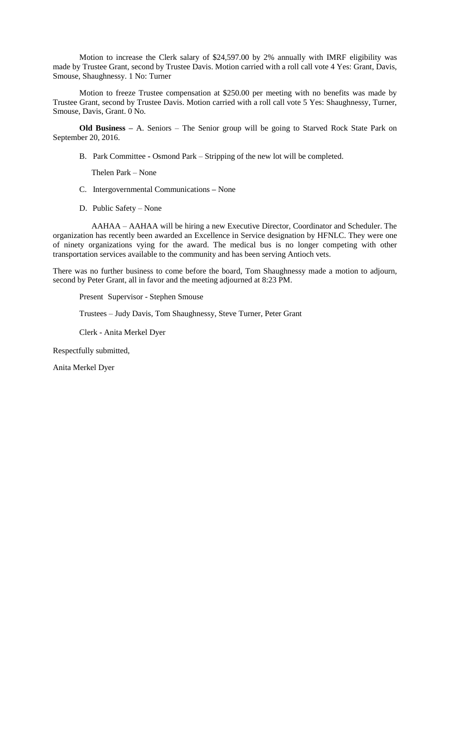Motion to increase the Clerk salary of $24,597.00 by 2% annually with IMRF eligibility was made by Trustee Grant, second by Trustee Davis. Motion carried with a roll call vote 4 Yes: Grant, Davis, Smouse, Shaughnessy. 1 No: Turner

Motion to freeze Trustee compensation at $250.00 per meeting with no benefits was made by Trustee Grant, second by Trustee Davis. Motion carried with a roll call vote 5 Yes: Shaughnessy, Turner, Smouse, Davis, Grant. 0 No.

**Old Business –** A. Seniors – The Senior group will be going to Starved Rock State Park on September 20, 2016.

B. Park Committee - Osmond Park – Stripping of the new lot will be completed.

Thelen Park – None

C. Intergovernmental Communications – None

D. Public Safety – None

AAHAA – AAHAA will be hiring a new Executive Director, Coordinator and Scheduler. The organization has recently been awarded an Excellence in Service designation by HFNLC. They were one of ninety organizations vying for the award. The medical bus is no longer competing with other transportation services available to the community and has been serving Antioch vets.

There was no further business to come before the board, Tom Shaughnessy made a motion to adjourn, second by Peter Grant, all in favor and the meeting adjourned at 8:23 PM.

Present Supervisor - Stephen Smouse

Trustees – Judy Davis, Tom Shaughnessy, Steve Turner, Peter Grant

Clerk - Anita Merkel Dyer

Respectfully submitted,

Anita Merkel Dyer